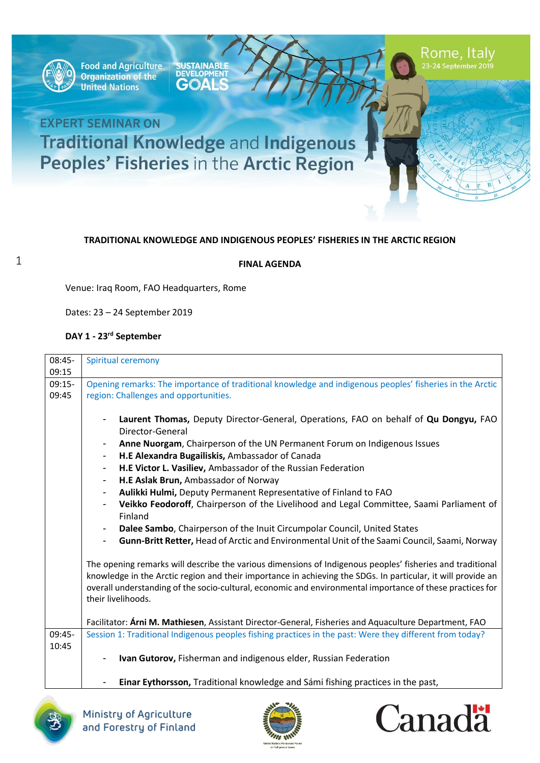Food and Agriculture Organization of the United Nations

SUSTAINABLE DEVELOPMENT GOALS

Rome, Italy
23-24 September 2019

EXPERT SEMINAR ON
# Traditional Knowledge and Indigenous Peoples' Fisheries in the Arctic Region

**TRADITIONAL KNOWLEDGE AND INDIGENOUS PEOPLES' FISHERIES IN THE ARCTIC REGION**

**FINAL AGENDA**

Venue: Iraq Room, FAO Headquarters, Rome

Dates: 23 – 24 September 2019

**DAY 1 - 23rd September**

| | |
|---|---|
| 08:45-09:15 | Spiritual ceremony |
| 09:15-09:45 | Opening remarks: The importance of traditional knowledge and indigenous peoples' fisheries in the Arctic region: Challenges and opportunities.<br><br>- **Laurent Thomas,** Deputy Director-General, Operations, FAO on behalf of **Qu Dongyu,** FAO Director-General<br>- **Anne Nuorgam**, Chairperson of the UN Permanent Forum on Indigenous Issues<br>- **H.E Alexandra Bugailiskis,** Ambassador of Canada<br>- **H.E Victor L. Vasiliev,** Ambassador of the Russian Federation<br>- **H.E Aslak Brun,** Ambassador of Norway<br>- **Aulikki Hulmi,** Deputy Permanent Representative of Finland to FAO<br>- **Veikko Feodoroff**, Chairperson of the Livelihood and Legal Committee, Saami Parliament of Finland<br>- **Dalee Sambo**, Chairperson of the Inuit Circumpolar Council, United States<br>- **Gunn-Britt Retter,** Head of Arctic and Environmental Unit of the Saami Council, Saami, Norway<br><br>The opening remarks will describe the various dimensions of Indigenous peoples' fisheries and traditional knowledge in the Arctic region and their importance in achieving the SDGs. In particular, it will provide an overall understanding of the socio-cultural, economic and environmental importance of these practices for their livelihoods.<br><br>Facilitator: **Árni M. Mathiesen**, Assistant Director-General, Fisheries and Aquaculture Department, FAO |
| 09:45-10:45 | Session 1: Traditional Indigenous peoples fishing practices in the past: Were they different from today?<br><br>- **Ivan Gutorov,** Fisherman and indigenous elder, Russian Federation<br><br>- **Einar Eythorsson,** Traditional knowledge and Sámi fishing practices in the past, |

Ministry of Agriculture and Forestry of Finland

United Nations Permanent Forum on Indigenous Issues

Canada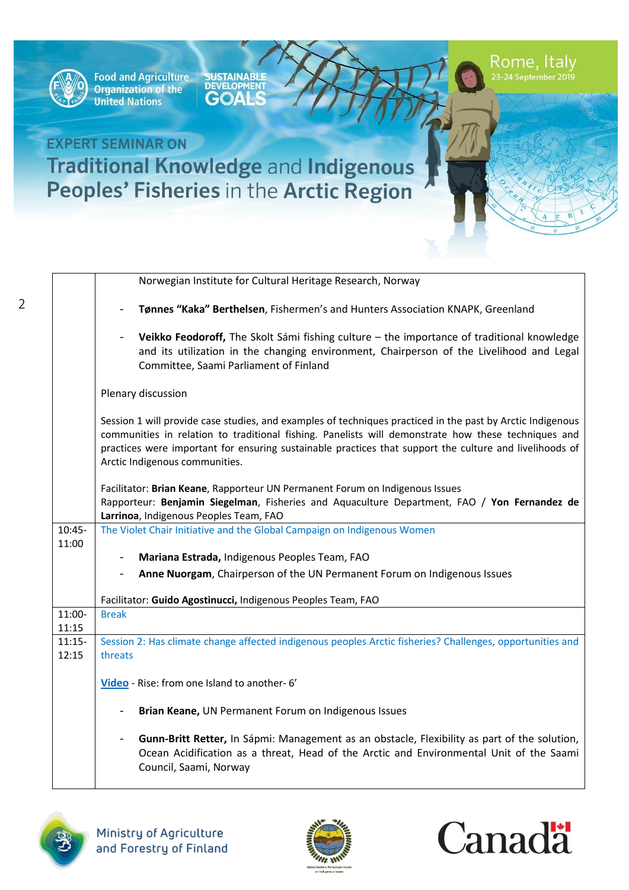| | |
|---|---|
| | Norwegian Institute for Cultural Heritage Research, Norway<br><br>- **Tønnes "Kaka" Berthelsen**, Fishermen's and Hunters Association KNAPK, Greenland<br><br>- **Veikko Feodoroff,** The Skolt Sámi fishing culture – the importance of traditional knowledge and its utilization in the changing environment, Chairperson of the Livelihood and Legal Committee, Saami Parliament of Finland<br><br>Plenary discussion<br><br>Session 1 will provide case studies, and examples of techniques practiced in the past by Arctic Indigenous communities in relation to traditional fishing. Panelists will demonstrate how these techniques and practices were important for ensuring sustainable practices that support the culture and livelihoods of Arctic Indigenous communities.<br><br>Facilitator: **Brian Keane**, Rapporteur UN Permanent Forum on Indigenous Issues<br>Rapporteur: **Benjamin Siegelman**, Fisheries and Aquaculture Department, FAO / **Yon Fernandez de Larrinoa**, Indigenous Peoples Team, FAO |
| 10:45-11:00 | The Violet Chair Initiative and the Global Campaign on Indigenous Women<br><br>- **Mariana Estrada,** Indigenous Peoples Team, FAO<br>- **Anne Nuorgam**, Chairperson of the UN Permanent Forum on Indigenous Issues<br><br>Facilitator: **Guido Agostinucci,** Indigenous Peoples Team, FAO |
| 11:00-11:15 | Break |
| 11:15-12:15 | Session 2: Has climate change affected indigenous peoples Arctic fisheries? Challenges, opportunities and threats<br><br>**Video** - Rise: from one Island to another- 6'<br><br>- **Brian Keane,** UN Permanent Forum on Indigenous Issues<br><br>- **Gunn-Britt Retter,** In Sápmi: Management as an obstacle, Flexibility as part of the solution, Ocean Acidification as a threat, Head of the Arctic and Environmental Unit of the Saami Council, Saami, Norway |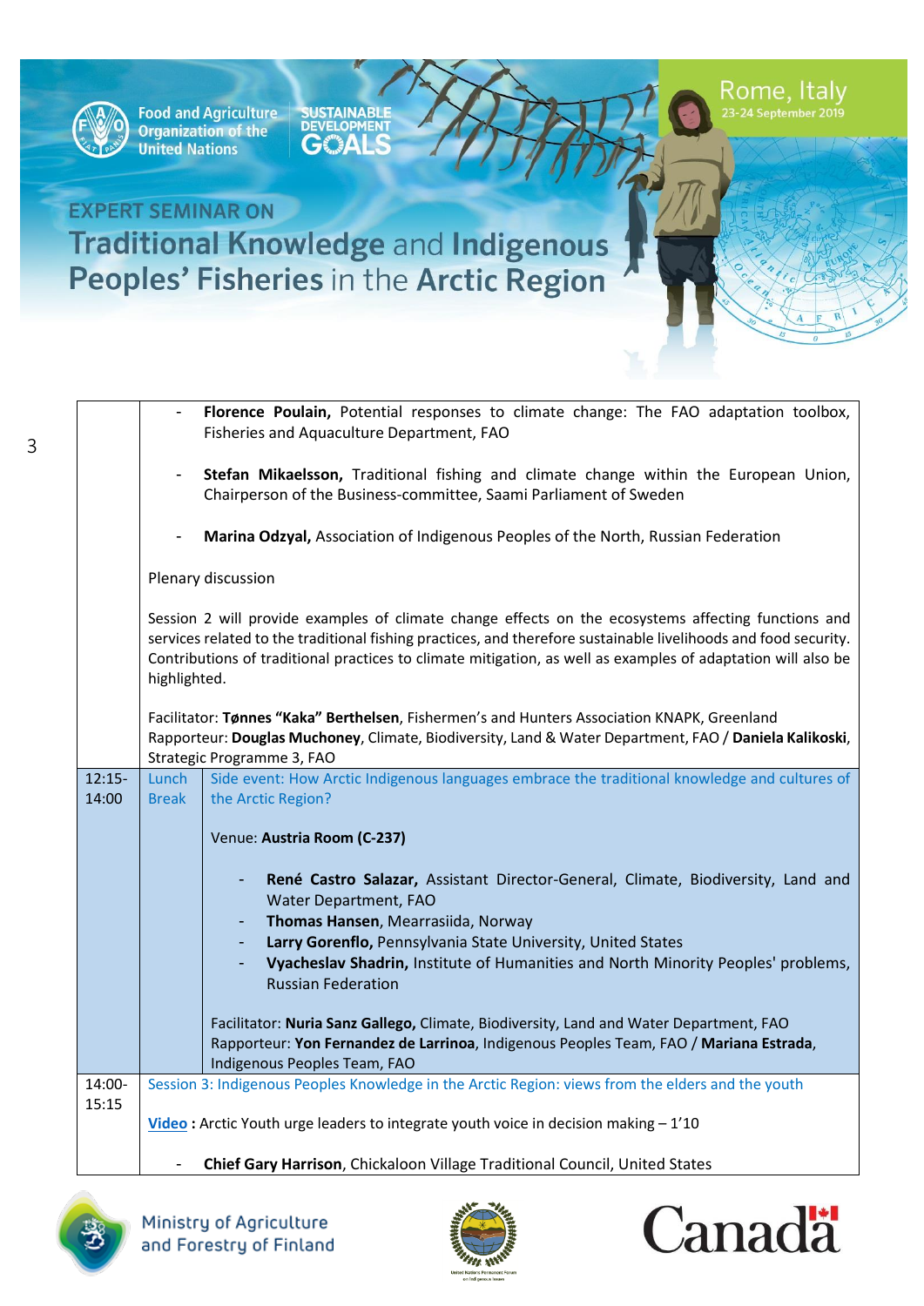# EXPERT SEMINAR ON Traditional Knowledge and Indigenous Peoples' Fisheries in the Arctic Region

Rome, Italy
23-24 September 2019

| | | |
|---|---|---|
| | - **Florence Poulain,** Potential responses to climate change: The FAO adaptation toolbox, Fisheries and Aquaculture Department, FAO<br><br>- **Stefan Mikaelsson,** Traditional fishing and climate change within the European Union, Chairperson of the Business-committee, Saami Parliament of Sweden<br><br>- **Marina Odzyal,** Association of Indigenous Peoples of the North, Russian Federation<br><br>Plenary discussion<br><br>Session 2 will provide examples of climate change effects on the ecosystems affecting functions and services related to the traditional fishing practices, and therefore sustainable livelihoods and food security. Contributions of traditional practices to climate mitigation, as well as examples of adaptation will also be highlighted.<br><br>Facilitator: **Tønnes "Kaka" Berthelsen**, Fishermen's and Hunters Association KNAPK, Greenland<br>Rapporteur: **Douglas Muchoney**, Climate, Biodiversity, Land & Water Department, FAO / **Daniela Kalikoski**, Strategic Programme 3, FAO | |
| 12:15-14:00 | Lunch Break | Side event: How Arctic Indigenous languages embrace the traditional knowledge and cultures of the Arctic Region?<br><br>Venue: **Austria Room (C-237)**<br><br>- **René Castro Salazar,** Assistant Director-General, Climate, Biodiversity, Land and Water Department, FAO<br>- **Thomas Hansen**, Mearrasiida, Norway<br>- **Larry Gorenflo,** Pennsylvania State University, United States<br>- **Vyacheslav Shadrin,** Institute of Humanities and North Minority Peoples' problems, Russian Federation<br><br>Facilitator: **Nuria Sanz Gallego,** Climate, Biodiversity, Land and Water Department, FAO<br>Rapporteur: **Yon Fernandez de Larrinoa**, Indigenous Peoples Team, FAO / **Mariana Estrada**, Indigenous Peoples Team, FAO |
| 14:00-15:15 | Session 3: Indigenous Peoples Knowledge in the Arctic Region: views from the elders and the youth<br><br>**Video** : Arctic Youth urge leaders to integrate youth voice in decision making – 1'10<br><br>- **Chief Gary Harrison**, Chickaloon Village Traditional Council, United States | |

Ministry of Agriculture and Forestry of Finland

Canada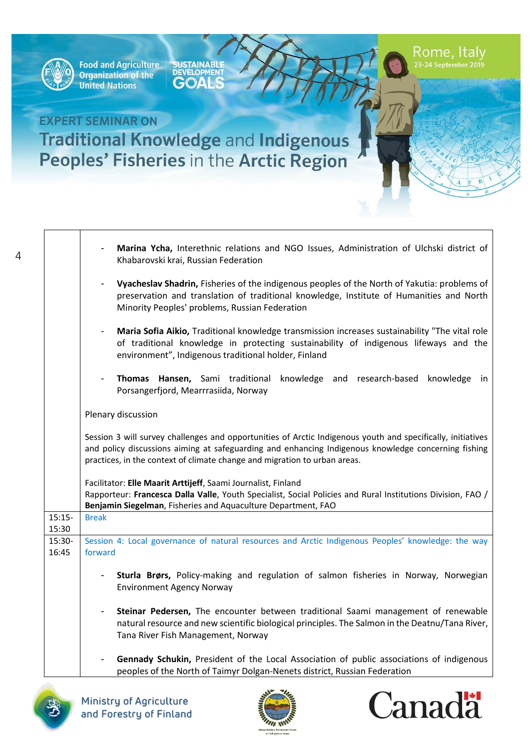| | |
|---|---|
| | - **Marina Ycha,** Interethnic relations and NGO Issues, Administration of Ulchski district of Khabarovski krai, Russian Federation<br><br>- **Vyacheslav Shadrin,** Fisheries of the indigenous peoples of the North of Yakutia: problems of preservation and translation of traditional knowledge, Institute of Humanities and North Minority Peoples' problems, Russian Federation<br><br>- **Maria Sofia Aikio,** Traditional knowledge transmission increases sustainability "The vital role of traditional knowledge in protecting sustainability of indigenous lifeways and the environment", Indigenous traditional holder, Finland<br><br>- **Thomas Hansen,** Sami traditional knowledge and research-based knowledge in Porsangerfjord, Mearrrasiida, Norway<br><br>Plenary discussion<br><br>Session 3 will survey challenges and opportunities of Arctic Indigenous youth and specifically, initiatives and policy discussions aiming at safeguarding and enhancing Indigenous knowledge concerning fishing practices, in the context of climate change and migration to urban areas.<br><br>Facilitator: **Elle Maarit Arttijeff**, Saami Journalist, Finland<br>Rapporteur: **Francesca Dalla Valle**, Youth Specialist, Social Policies and Rural Institutions Division, FAO / **Benjamin Siegelman**, Fisheries and Aquaculture Department, FAO |
| 15:15-15:30 | Break |
| 15:30-16:45 | Session 4: Local governance of natural resources and Arctic Indigenous Peoples' knowledge: the way forward<br><br>- **Sturla Brørs,** Policy-making and regulation of salmon fisheries in Norway, Norwegian Environment Agency Norway<br><br>- **Steinar Pedersen,** The encounter between traditional Saami management of renewable natural resource and new scientific biological principles. The Salmon in the Deatnu/Tana River, Tana River Fish Management, Norway<br><br>- **Gennady Schukin,** President of the Local Association of public associations of indigenous peoples of the North of Taimyr Dolgan-Nenets district, Russian Federation |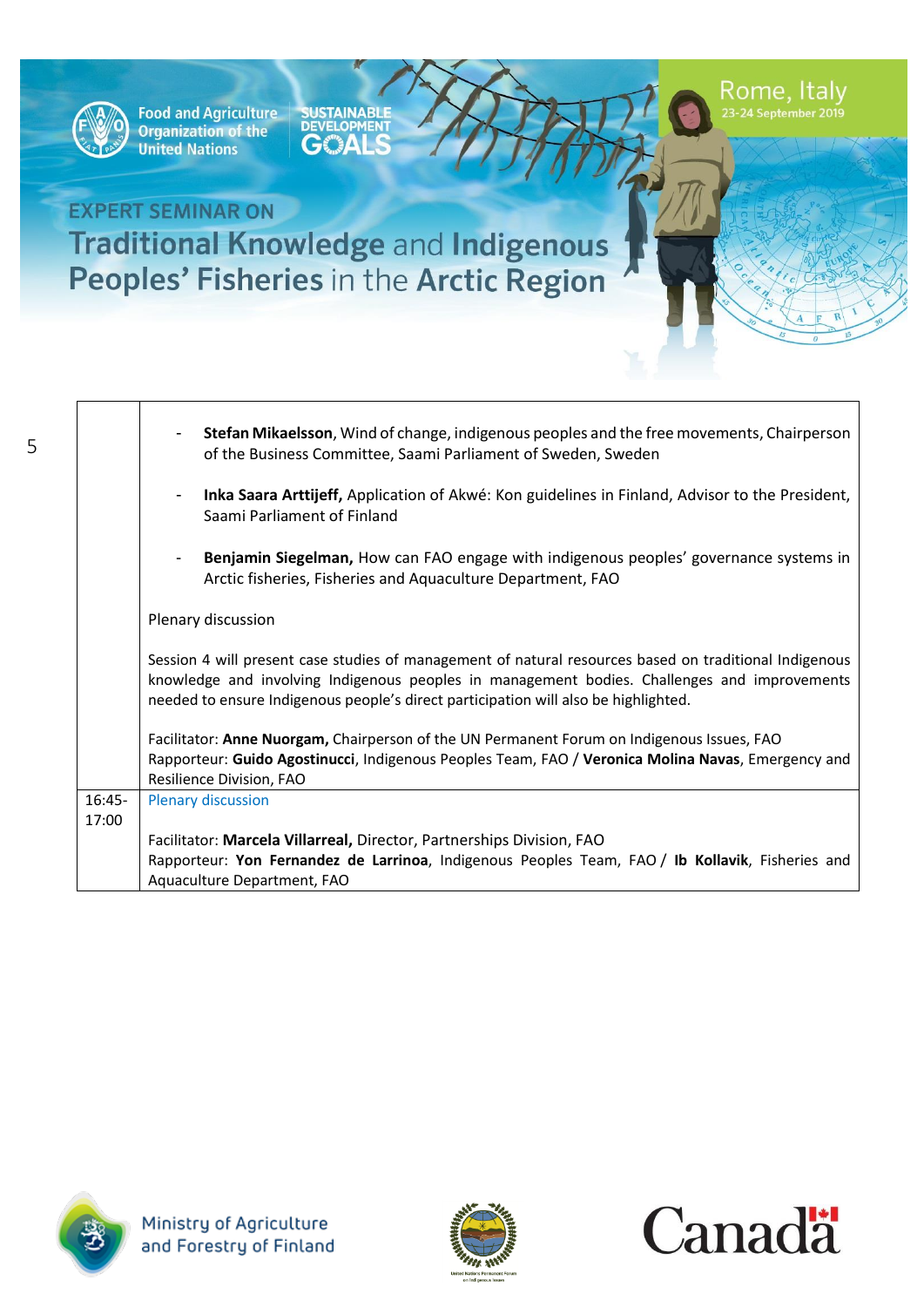# EXPERT SEMINAR ON

# Traditional Knowledge and Indigenous Peoples' Fisheries in the Arctic Region

Rome, Italy
23-24 September 2019

| | |
|---|---|
| | - **Stefan Mikaelsson**, Wind of change, indigenous peoples and the free movements, Chairperson of the Business Committee, Saami Parliament of Sweden, Sweden<br><br>- **Inka Saara Arttijeff,** Application of Akwé: Kon guidelines in Finland, Advisor to the President, Saami Parliament of Finland<br><br>- **Benjamin Siegelman,** How can FAO engage with indigenous peoples' governance systems in Arctic fisheries, Fisheries and Aquaculture Department, FAO<br><br>Plenary discussion<br><br>Session 4 will present case studies of management of natural resources based on traditional Indigenous knowledge and involving Indigenous peoples in management bodies. Challenges and improvements needed to ensure Indigenous people's direct participation will also be highlighted.<br><br>Facilitator: **Anne Nuorgam,** Chairperson of the UN Permanent Forum on Indigenous Issues, FAO<br>Rapporteur: **Guido Agostinucci**, Indigenous Peoples Team, FAO / **Veronica Molina Navas**, Emergency and Resilience Division, FAO |
| 16:45-17:00 | Plenary discussion<br><br>Facilitator: **Marcela Villarreal,** Director, Partnerships Division, FAO<br>Rapporteur: **Yon Fernandez de Larrinoa**, Indigenous Peoples Team, FAO / **Ib Kollavik**, Fisheries and Aquaculture Department, FAO |

Ministry of Agriculture and Forestry of Finland

Canada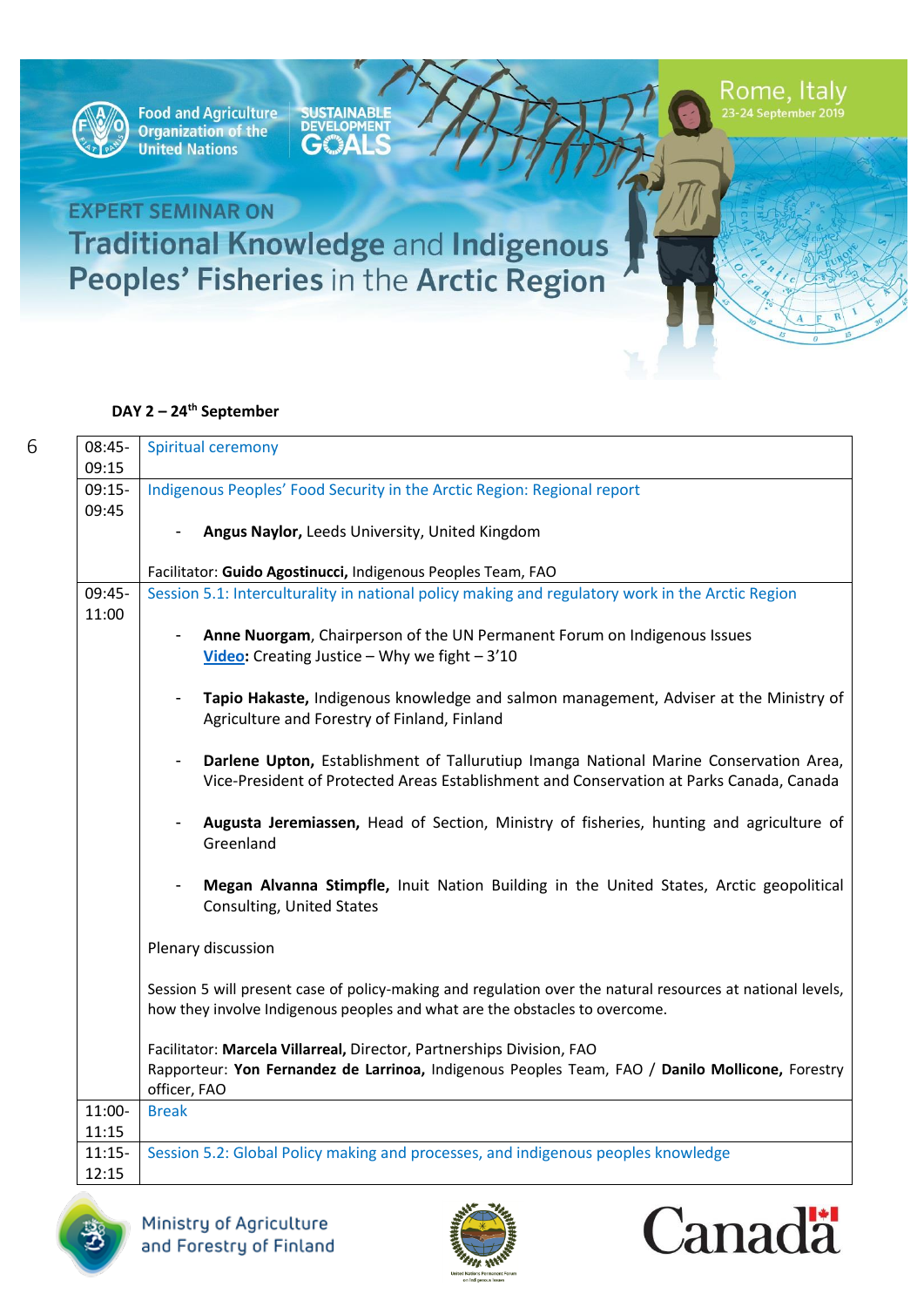Food and Agriculture Organization of the United Nations

SUSTAINABLE DEVELOPMENT GOALS

Rome, Italy
23-24 September 2019

## EXPERT SEMINAR ON

# Traditional Knowledge and Indigenous Peoples' Fisheries in the Arctic Region

**DAY 2 – 24th September**

| | |
|---|---|
| 08:45-09:15 | Spiritual ceremony |
| 09:15-09:45 | Indigenous Peoples' Food Security in the Arctic Region: Regional report<br><br>- **Angus Naylor,** Leeds University, United Kingdom<br><br>Facilitator: **Guido Agostinucci,** Indigenous Peoples Team, FAO |
| 09:45-11:00 | Session 5.1: Interculturality in national policy making and regulatory work in the Arctic Region<br><br>- **Anne Nuorgam**, Chairperson of the UN Permanent Forum on Indigenous Issues<br>**Video:** Creating Justice – Why we fight – 3'10<br><br>- **Tapio Hakaste,** Indigenous knowledge and salmon management, Adviser at the Ministry of Agriculture and Forestry of Finland, Finland<br><br>- **Darlene Upton,** Establishment of Tallurutiup Imanga National Marine Conservation Area, Vice-President of Protected Areas Establishment and Conservation at Parks Canada, Canada<br><br>- **Augusta Jeremiassen,** Head of Section, Ministry of fisheries, hunting and agriculture of Greenland<br><br>- **Megan Alvanna Stimpfle,** Inuit Nation Building in the United States, Arctic geopolitical Consulting, United States<br><br>Plenary discussion<br><br>Session 5 will present case of policy-making and regulation over the natural resources at national levels, how they involve Indigenous peoples and what are the obstacles to overcome.<br><br>Facilitator: **Marcela Villarreal,** Director, Partnerships Division, FAO<br>Rapporteur: **Yon Fernandez de Larrinoa,** Indigenous Peoples Team, FAO / **Danilo Mollicone,** Forestry officer, FAO |
| 11:00-11:15 | Break |
| 11:15-12:15 | Session 5.2: Global Policy making and processes, and indigenous peoples knowledge |

Ministry of Agriculture and Forestry of Finland

United Nations Permanent Forum on Indigenous Issues

Canada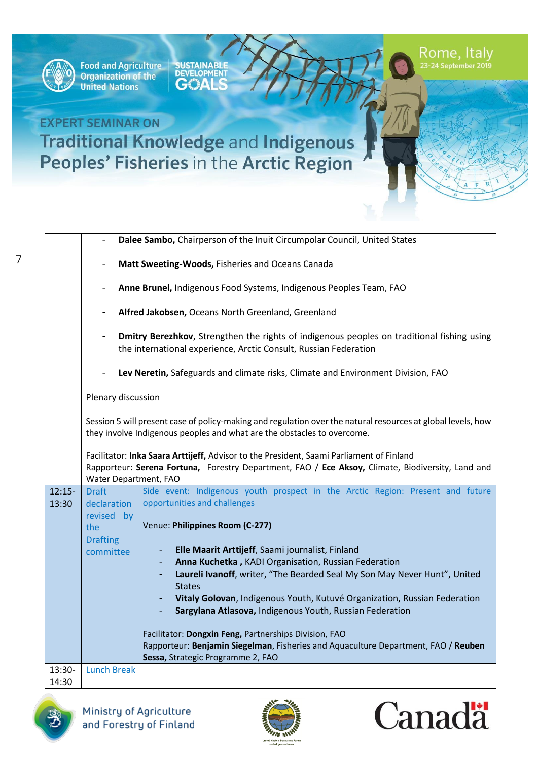Food and Agriculture Organization of the United Nations

SUSTAINABLE DEVELOPMENT GOALS

Rome, Italy
23-24 September 2019

EXPERT SEMINAR ON

# Traditional Knowledge and Indigenous Peoples' Fisheries in the Arctic Region

| | | |
|---|---|---|
| | - **Dalee Sambo,** Chairperson of the Inuit Circumpolar Council, United States<br>- **Matt Sweeting-Woods,** Fisheries and Oceans Canada<br>- **Anne Brunel,** Indigenous Food Systems, Indigenous Peoples Team, FAO<br>- **Alfred Jakobsen,** Oceans North Greenland, Greenland<br>- **Dmitry Berezhkov**, Strengthen the rights of indigenous peoples on traditional fishing using the international experience, Arctic Consult, Russian Federation<br>- **Lev Neretin,** Safeguards and climate risks, Climate and Environment Division, FAO<br><br>Plenary discussion<br><br>Session 5 will present case of policy-making and regulation over the natural resources at global levels, how they involve Indigenous peoples and what are the obstacles to overcome.<br><br>Facilitator: **Inka Saara Arttijeff,** Advisor to the President, Saami Parliament of Finland<br>Rapporteur: **Serena Fortuna,** Forestry Department, FAO / **Ece Aksoy,** Climate, Biodiversity, Land and Water Department, FAO | |
| 12:15-13:30 | Draft declaration revised by the Drafting committee | Side event: Indigenous youth prospect in the Arctic Region: Present and future opportunities and challenges<br><br>Venue: **Philippines Room (C-277)**<br><br>- **Elle Maarit Arttijeff**, Saami journalist, Finland<br>- **Anna Kuchetka ,** KADI Organisation, Russian Federation<br>- **Laureli Ivanoff**, writer, "The Bearded Seal My Son May Never Hunt", United States<br>- **Vitaly Golovan**, Indigenous Youth, Kutuvé Organization, Russian Federation<br>- **Sargylana Atlasova,** Indigenous Youth, Russian Federation<br><br>Facilitator: **Dongxin Feng,** Partnerships Division, FAO<br>Rapporteur: **Benjamin Siegelman**, Fisheries and Aquaculture Department, FAO / **Reuben Sessa,** Strategic Programme 2, FAO |
| 13:30-14:30 | Lunch Break | |

Ministry of Agriculture and Forestry of Finland

United Nations Permanent Forum on Indigenous Issues

Canada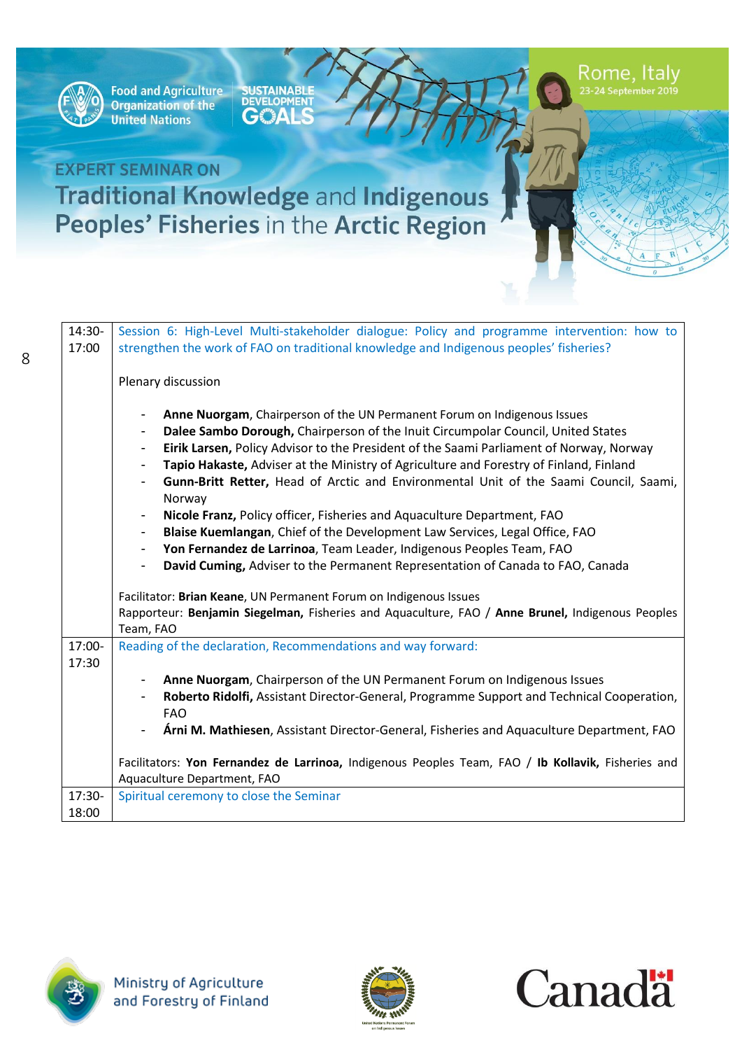Food and Agriculture Organization of the United Nations

SUSTAINABLE DEVELOPMENT GOALS

Rome, Italy
23-24 September 2019

EXPERT SEMINAR ON

# Traditional Knowledge and Indigenous Peoples' Fisheries in the Arctic Region

| | |
|---|---|
| 14:30-17:00 | Session 6: High-Level Multi-stakeholder dialogue: Policy and programme intervention: how to strengthen the work of FAO on traditional knowledge and Indigenous peoples' fisheries?<br><br>Plenary discussion<br><br>- **Anne Nuorgam**, Chairperson of the UN Permanent Forum on Indigenous Issues<br>- **Dalee Sambo Dorough,** Chairperson of the Inuit Circumpolar Council, United States<br>- **Eirik Larsen,** Policy Advisor to the President of the Saami Parliament of Norway, Norway<br>- **Tapio Hakaste,** Adviser at the Ministry of Agriculture and Forestry of Finland, Finland<br>- **Gunn-Britt Retter,** Head of Arctic and Environmental Unit of the Saami Council, Saami, Norway<br>- **Nicole Franz,** Policy officer, Fisheries and Aquaculture Department, FAO<br>- **Blaise Kuemlangan**, Chief of the Development Law Services, Legal Office, FAO<br>- **Yon Fernandez de Larrinoa**, Team Leader, Indigenous Peoples Team, FAO<br>- **David Cuming,** Adviser to the Permanent Representation of Canada to FAO, Canada<br><br>Facilitator: **Brian Keane**, UN Permanent Forum on Indigenous Issues<br>Rapporteur: **Benjamin Siegelman,** Fisheries and Aquaculture, FAO / **Anne Brunel,** Indigenous Peoples Team, FAO |
| 17:00-17:30 | Reading of the declaration, Recommendations and way forward:<br><br>- **Anne Nuorgam**, Chairperson of the UN Permanent Forum on Indigenous Issues<br>- **Roberto Ridolfi,** Assistant Director-General, Programme Support and Technical Cooperation, FAO<br>- **Árni M. Mathiesen**, Assistant Director-General, Fisheries and Aquaculture Department, FAO<br><br>Facilitators: **Yon Fernandez de Larrinoa,** Indigenous Peoples Team, FAO / **Ib Kollavik,** Fisheries and Aquaculture Department, FAO |
| 17:30-18:00 | Spiritual ceremony to close the Seminar |

Ministry of Agriculture and Forestry of Finland

Canada